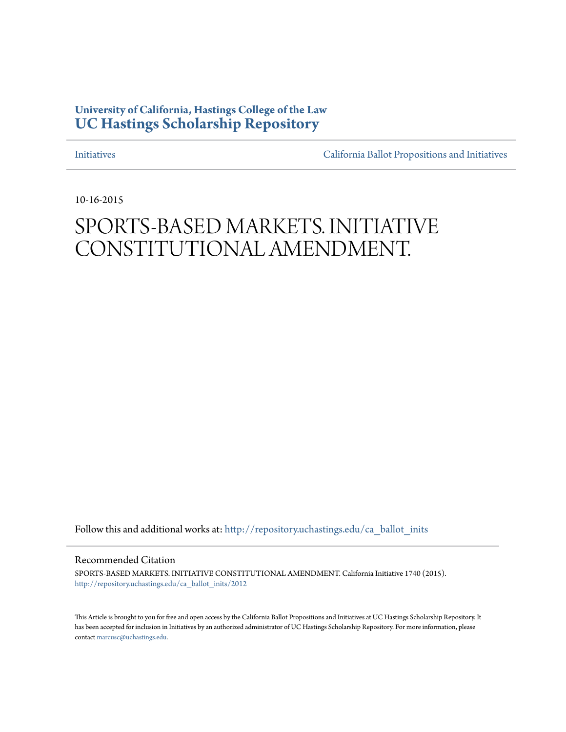University of California, Hastings College of the Law
**UC Hastings Scholarship Repository**

Initiatives | California Ballot Propositions and Initiatives

10-16-2015

# SPORTS-BASED MARKETS. INITIATIVE CONSTITUTIONAL AMENDMENT.

Follow this and additional works at: http://repository.uchastings.edu/ca_ballot_inits

## Recommended Citation

SPORTS-BASED MARKETS. INITIATIVE CONSTITUTIONAL AMENDMENT. California Initiative 1740 (2015).
http://repository.uchastings.edu/ca_ballot_inits/2012

This Article is brought to you for free and open access by the California Ballot Propositions and Initiatives at UC Hastings Scholarship Repository. It has been accepted for inclusion in Initiatives by an authorized administrator of UC Hastings Scholarship Repository. For more information, please contact marcusc@uchastings.edu.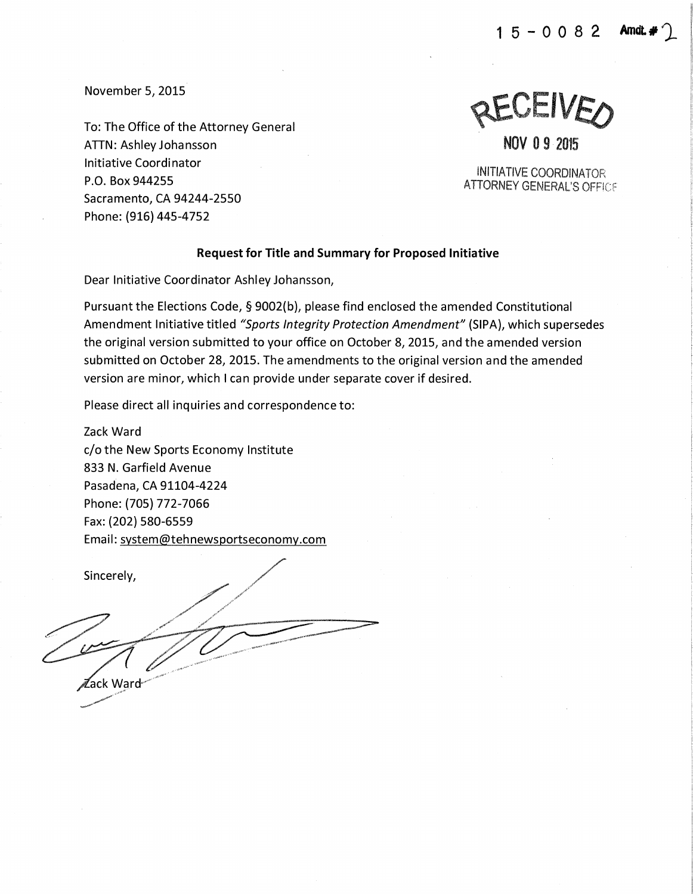15-0082 Amdt. # 2

November 5, 2015

RECEIVED

NOV 09 2015

INITIATIVE COORDINATOR
ATTORNEY GENERAL'S OFFICE

To: The Office of the Attorney General
ATTN: Ashley Johansson
Initiative Coordinator
P.O. Box 944255
Sacramento, CA 94244-2550
Phone: (916) 445-4752

**Request for Title and Summary for Proposed Initiative**

Dear Initiative Coordinator Ashley Johansson,

Pursuant the Elections Code, § 9002(b), please find enclosed the amended Constitutional Amendment Initiative titled *"Sports Integrity Protection Amendment"* (SIPA), which supersedes the original version submitted to your office on October 8, 2015, and the amended version submitted on October 28, 2015. The amendments to the original version and the amended version are minor, which I can provide under separate cover if desired.

Please direct all inquiries and correspondence to:

Zack Ward
c/o the New Sports Economy Institute
833 N. Garfield Avenue
Pasadena, CA 91104-4224
Phone: (705) 772-7066
Fax: (202) 580-6559
Email: system@tehnewsportseconomy.com

Sincerely,

Zack Ward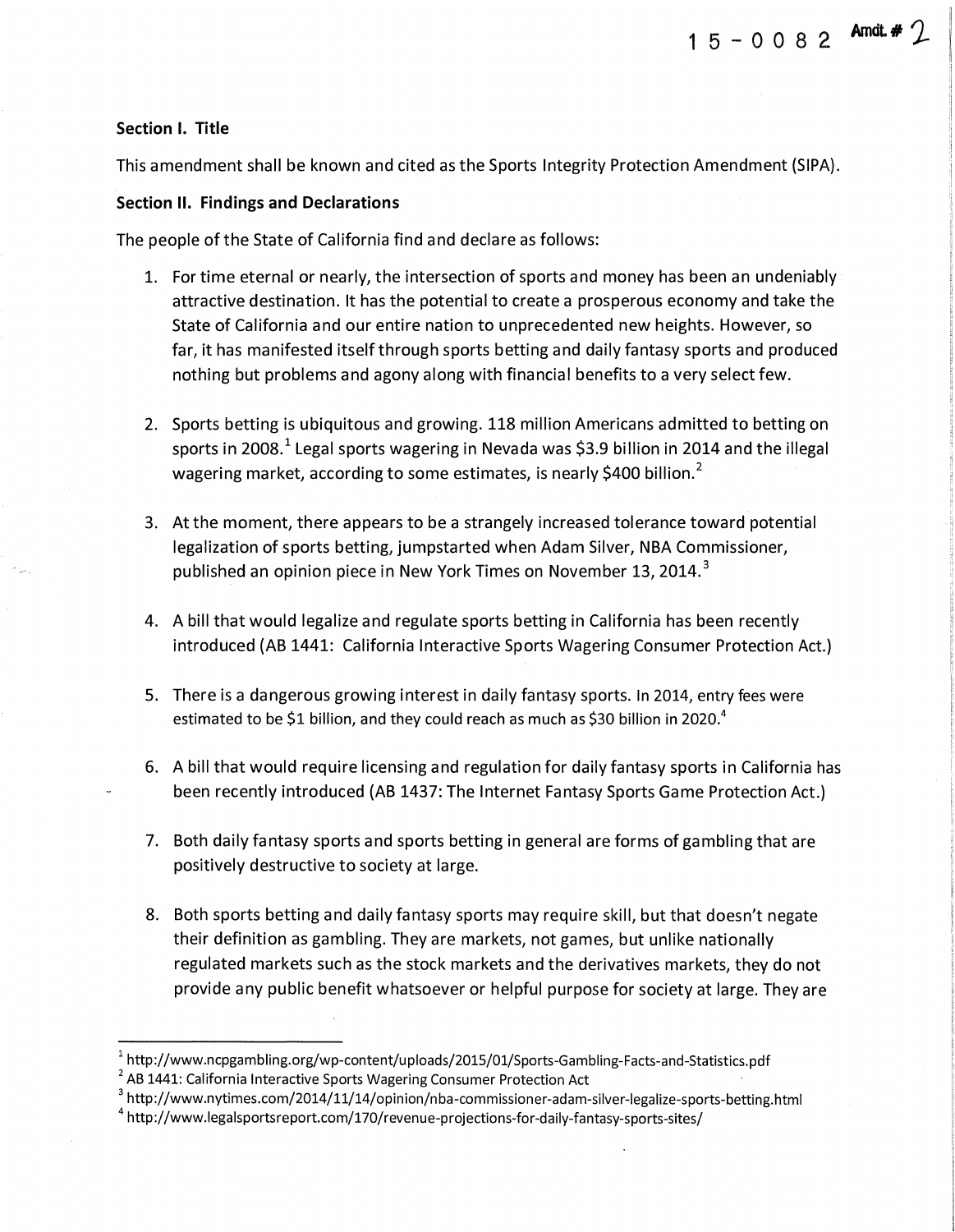15-0082 Amdt. # 2

**Section I. Title**

This amendment shall be known and cited as the Sports Integrity Protection Amendment (SIPA).

**Section II. Findings and Declarations**

The people of the State of California find and declare as follows:

1. For time eternal or nearly, the intersection of sports and money has been an undeniably attractive destination. It has the potential to create a prosperous economy and take the State of California and our entire nation to unprecedented new heights. However, so far, it has manifested itself through sports betting and daily fantasy sports and produced nothing but problems and agony along with financial benefits to a very select few.

2. Sports betting is ubiquitous and growing. 118 million Americans admitted to betting on sports in 2008.[1] Legal sports wagering in Nevada was $3.9 billion in 2014 and the illegal wagering market, according to some estimates, is nearly $400 billion.[2]

3. At the moment, there appears to be a strangely increased tolerance toward potential legalization of sports betting, jumpstarted when Adam Silver, NBA Commissioner, published an opinion piece in New York Times on November 13, 2014.[3]

4. A bill that would legalize and regulate sports betting in California has been recently introduced (AB 1441: California Interactive Sports Wagering Consumer Protection Act.)

5. There is a dangerous growing interest in daily fantasy sports. In 2014, entry fees were estimated to be $1 billion, and they could reach as much as $30 billion in 2020.[4]

6. A bill that would require licensing and regulation for daily fantasy sports in California has been recently introduced (AB 1437: The Internet Fantasy Sports Game Protection Act.)

7. Both daily fantasy sports and sports betting in general are forms of gambling that are positively destructive to society at large.

8. Both sports betting and daily fantasy sports may require skill, but that doesn't negate their definition as gambling. They are markets, not games, but unlike nationally regulated markets such as the stock markets and the derivatives markets, they do not provide any public benefit whatsoever or helpful purpose for society at large. They are

---

[1] http://www.ncpgambling.org/wp-content/uploads/2015/01/Sports-Gambling-Facts-and-Statistics.pdf

[2] AB 1441: California Interactive Sports Wagering Consumer Protection Act

[3] http://www.nytimes.com/2014/11/14/opinion/nba-commissioner-adam-silver-legalize-sports-betting.html

[4] http://www.legalsportsreport.com/170/revenue-projections-for-daily-fantasy-sports-sites/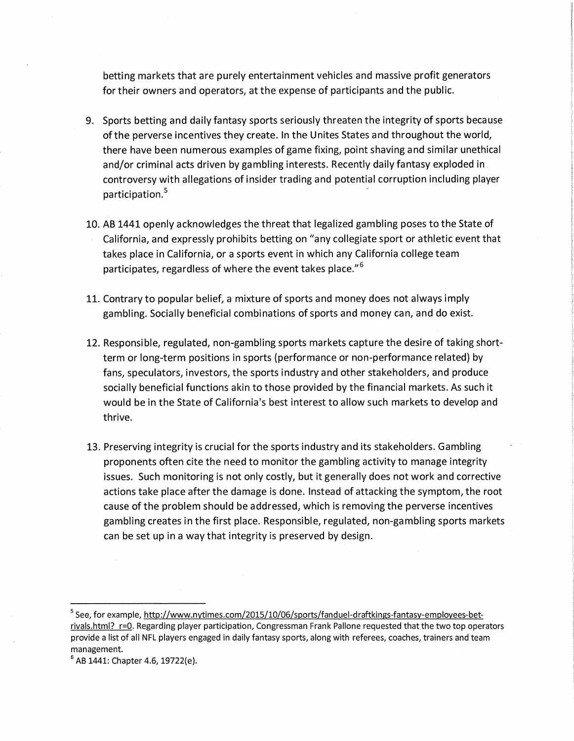betting markets that are purely entertainment vehicles and massive profit generators for their owners and operators, at the expense of participants and the public.

9. Sports betting and daily fantasy sports seriously threaten the integrity of sports because of the perverse incentives they create. In the Unites States and throughout the world, there have been numerous examples of game fixing, point shaving and similar unethical and/or criminal acts driven by gambling interests. Recently daily fantasy exploded in controversy with allegations of insider trading and potential corruption including player participation.[5]

10. AB 1441 openly acknowledges the threat that legalized gambling poses to the State of California, and expressly prohibits betting on "any collegiate sport or athletic event that takes place in California, or a sports event in which any California college team participates, regardless of where the event takes place."[6]

11. Contrary to popular belief, a mixture of sports and money does not always imply gambling. Socially beneficial combinations of sports and money can, and do exist.

12. Responsible, regulated, non-gambling sports markets capture the desire of taking short-term or long-term positions in sports (performance or non-performance related) by fans, speculators, investors, the sports industry and other stakeholders, and produce socially beneficial functions akin to those provided by the financial markets. As such it would be in the State of California's best interest to allow such markets to develop and thrive.

13. Preserving integrity is crucial for the sports industry and its stakeholders. Gambling proponents often cite the need to monitor the gambling activity to manage integrity issues. Such monitoring is not only costly, but it generally does not work and corrective actions take place after the damage is done. Instead of attacking the symptom, the root cause of the problem should be addressed, which is removing the perverse incentives gambling creates in the first place. Responsible, regulated, non-gambling sports markets can be set up in a way that integrity is preserved by design.

---

[5] See, for example, http://www.nytimes.com/2015/10/06/sports/fanduel-draftkings-fantasy-employees-bet-rivals.html?_r=0. Regarding player participation, Congressman Frank Pallone requested that the two top operators provide a list of all NFL players engaged in daily fantasy sports, along with referees, coaches, trainers and team management.

[6] AB 1441: Chapter 4.6, 19722(e).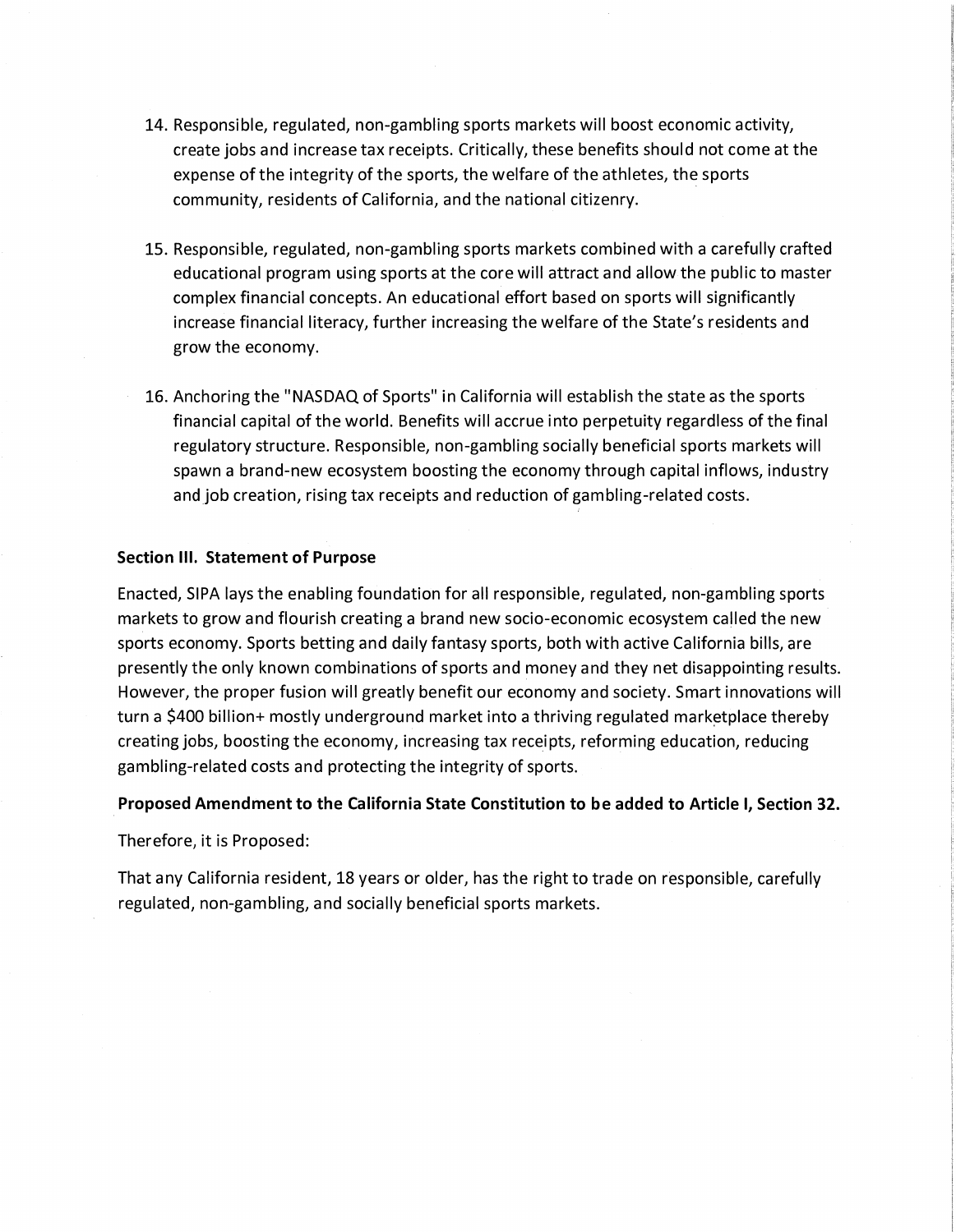14. Responsible, regulated, non-gambling sports markets will boost economic activity, create jobs and increase tax receipts. Critically, these benefits should not come at the expense of the integrity of the sports, the welfare of the athletes, the sports community, residents of California, and the national citizenry.

15. Responsible, regulated, non-gambling sports markets combined with a carefully crafted educational program using sports at the core will attract and allow the public to master complex financial concepts. An educational effort based on sports will significantly increase financial literacy, further increasing the welfare of the State's residents and grow the economy.

16. Anchoring the "NASDAQ of Sports" in California will establish the state as the sports financial capital of the world. Benefits will accrue into perpetuity regardless of the final regulatory structure. Responsible, non-gambling socially beneficial sports markets will spawn a brand-new ecosystem boosting the economy through capital inflows, industry and job creation, rising tax receipts and reduction of gambling-related costs.

**Section III. Statement of Purpose**

Enacted, SIPA lays the enabling foundation for all responsible, regulated, non-gambling sports markets to grow and flourish creating a brand new socio-economic ecosystem called the new sports economy. Sports betting and daily fantasy sports, both with active California bills, are presently the only known combinations of sports and money and they net disappointing results. However, the proper fusion will greatly benefit our economy and society. Smart innovations will turn a $400 billion+ mostly underground market into a thriving regulated marketplace thereby creating jobs, boosting the economy, increasing tax receipts, reforming education, reducing gambling-related costs and protecting the integrity of sports.

**Proposed Amendment to the California State Constitution to be added to Article I, Section 32.**

Therefore, it is Proposed:

That any California resident, 18 years or older, has the right to trade on responsible, carefully regulated, non-gambling, and socially beneficial sports markets.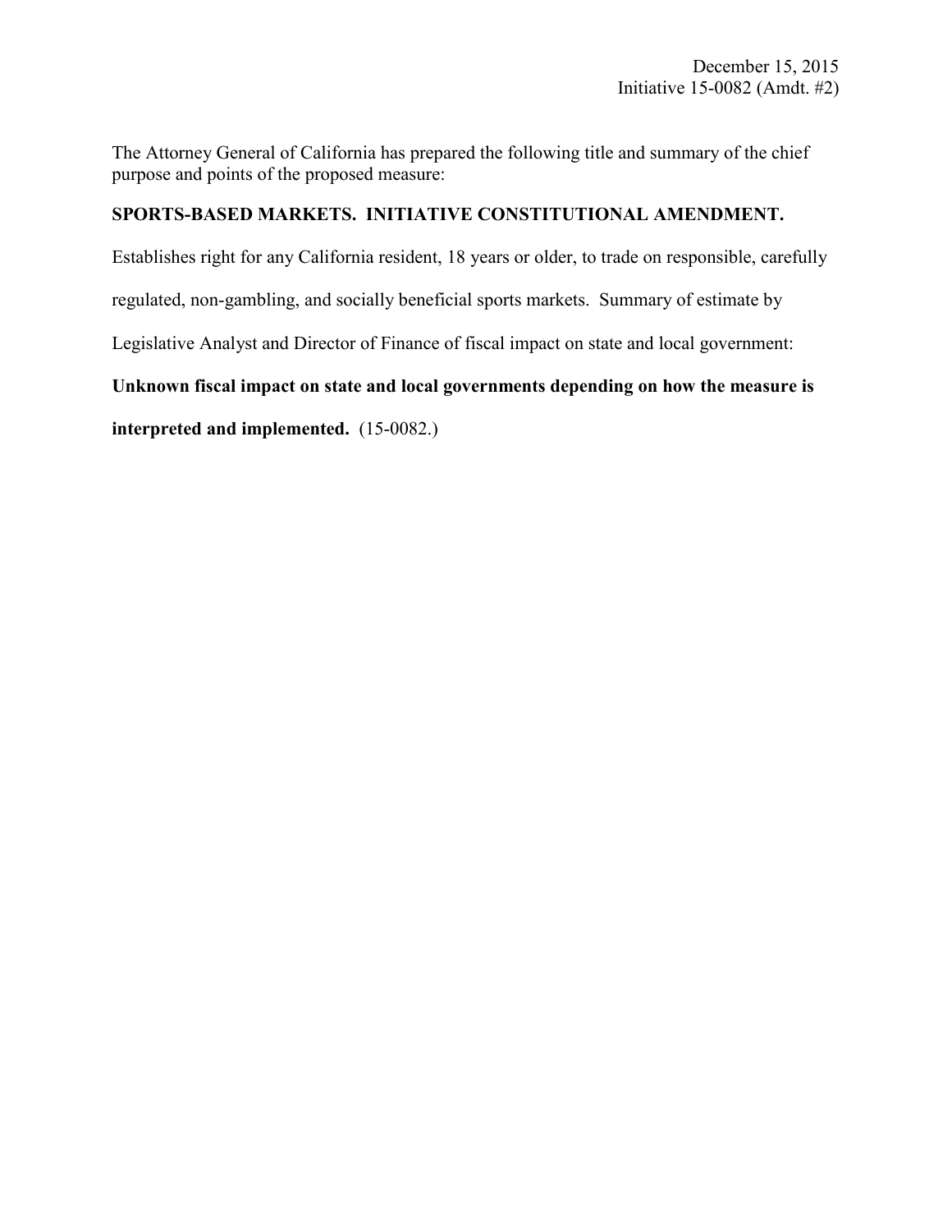December 15, 2015
Initiative 15-0082 (Amdt. #2)

The Attorney General of California has prepared the following title and summary of the chief purpose and points of the proposed measure:

**SPORTS-BASED MARKETS. INITIATIVE CONSTITUTIONAL AMENDMENT.**

Establishes right for any California resident, 18 years or older, to trade on responsible, carefully regulated, non-gambling, and socially beneficial sports markets. Summary of estimate by Legislative Analyst and Director of Finance of fiscal impact on state and local government: **Unknown fiscal impact on state and local governments depending on how the measure is interpreted and implemented.** (15-0082.)